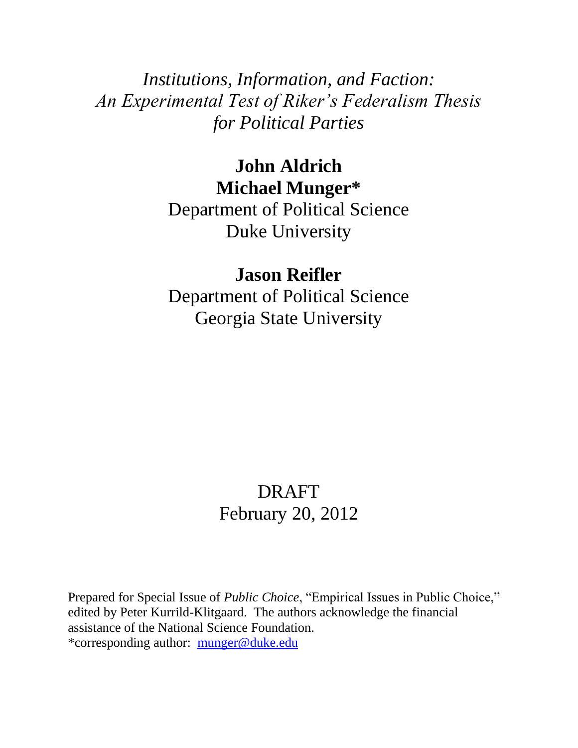# *Institutions, Information, and Faction: An Experimental Test of Riker's Federalism Thesis for Political Parties*

**John Aldrich**
**Michael Munger***
Department of Political Science
Duke University

**Jason Reifler**
Department of Political Science
Georgia State University

DRAFT
February 20, 2012

Prepared for Special Issue of *Public Choice*, "Empirical Issues in Public Choice," edited by Peter Kurrild-Klitgaard. The authors acknowledge the financial assistance of the National Science Foundation.
*corresponding author: munger@duke.edu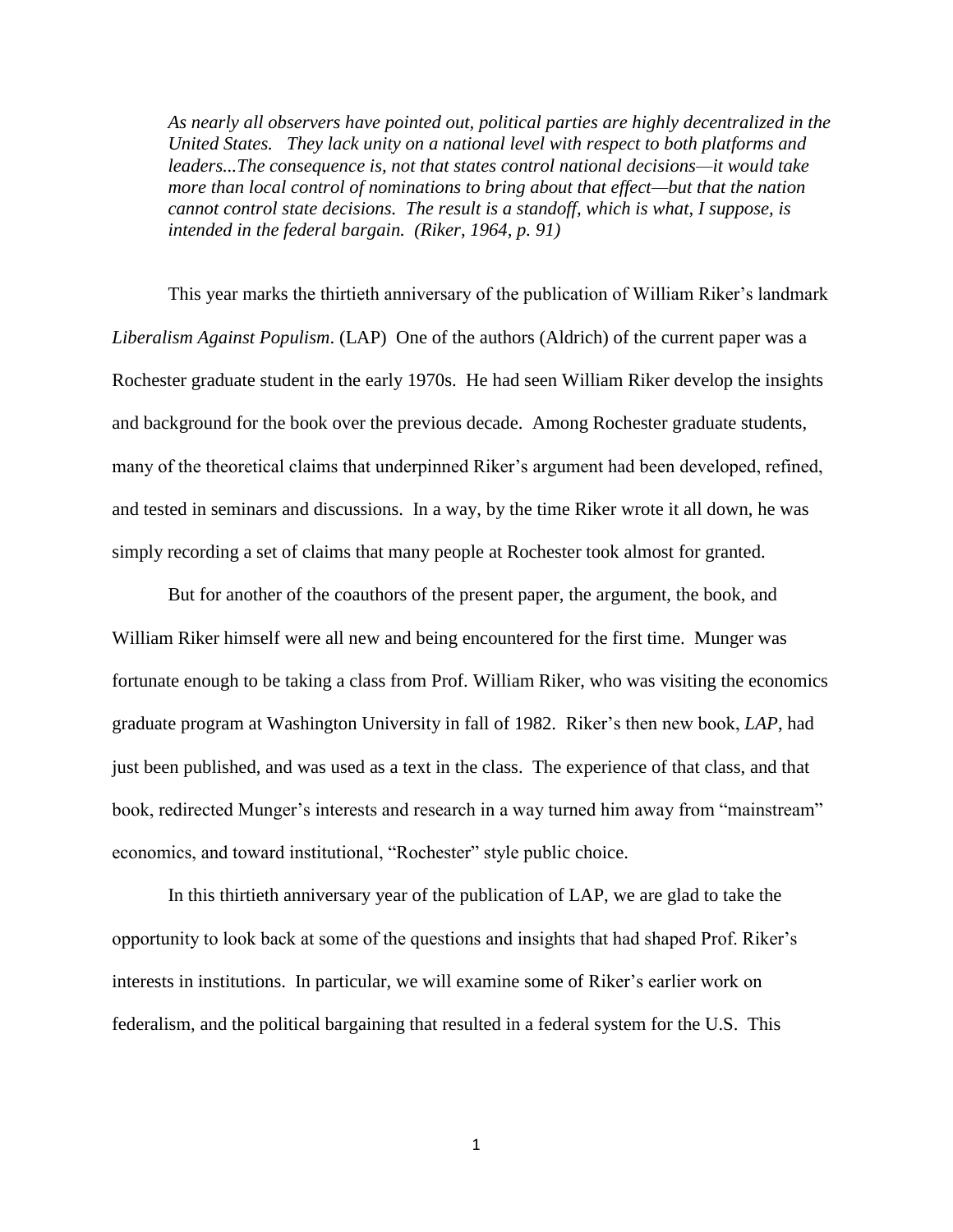*As nearly all observers have pointed out, political parties are highly decentralized in the United States. They lack unity on a national level with respect to both platforms and leaders...The consequence is, not that states control national decisions—it would take more than local control of nominations to bring about that effect—but that the nation cannot control state decisions. The result is a standoff, which is what, I suppose, is intended in the federal bargain. (Riker, 1964, p. 91)*

This year marks the thirtieth anniversary of the publication of William Riker's landmark *Liberalism Against Populism*. (LAP) One of the authors (Aldrich) of the current paper was a Rochester graduate student in the early 1970s. He had seen William Riker develop the insights and background for the book over the previous decade. Among Rochester graduate students, many of the theoretical claims that underpinned Riker's argument had been developed, refined, and tested in seminars and discussions. In a way, by the time Riker wrote it all down, he was simply recording a set of claims that many people at Rochester took almost for granted.

But for another of the coauthors of the present paper, the argument, the book, and William Riker himself were all new and being encountered for the first time. Munger was fortunate enough to be taking a class from Prof. William Riker, who was visiting the economics graduate program at Washington University in fall of 1982. Riker's then new book, *LAP*, had just been published, and was used as a text in the class. The experience of that class, and that book, redirected Munger's interests and research in a way turned him away from "mainstream" economics, and toward institutional, "Rochester" style public choice.

In this thirtieth anniversary year of the publication of LAP, we are glad to take the opportunity to look back at some of the questions and insights that had shaped Prof. Riker's interests in institutions. In particular, we will examine some of Riker's earlier work on federalism, and the political bargaining that resulted in a federal system for the U.S. This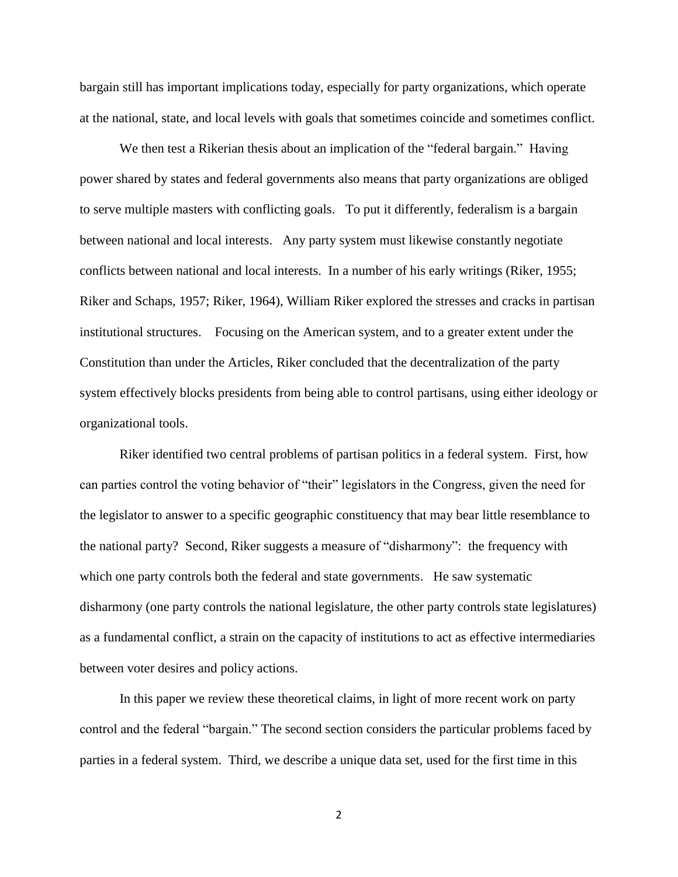bargain still has important implications today, especially for party organizations, which operate at the national, state, and local levels with goals that sometimes coincide and sometimes conflict.

We then test a Rikerian thesis about an implication of the "federal bargain." Having power shared by states and federal governments also means that party organizations are obliged to serve multiple masters with conflicting goals. To put it differently, federalism is a bargain between national and local interests. Any party system must likewise constantly negotiate conflicts between national and local interests. In a number of his early writings (Riker, 1955; Riker and Schaps, 1957; Riker, 1964), William Riker explored the stresses and cracks in partisan institutional structures. Focusing on the American system, and to a greater extent under the Constitution than under the Articles, Riker concluded that the decentralization of the party system effectively blocks presidents from being able to control partisans, using either ideology or organizational tools.

Riker identified two central problems of partisan politics in a federal system. First, how can parties control the voting behavior of "their" legislators in the Congress, given the need for the legislator to answer to a specific geographic constituency that may bear little resemblance to the national party? Second, Riker suggests a measure of "disharmony": the frequency with which one party controls both the federal and state governments. He saw systematic disharmony (one party controls the national legislature, the other party controls state legislatures) as a fundamental conflict, a strain on the capacity of institutions to act as effective intermediaries between voter desires and policy actions.

In this paper we review these theoretical claims, in light of more recent work on party control and the federal "bargain." The second section considers the particular problems faced by parties in a federal system. Third, we describe a unique data set, used for the first time in this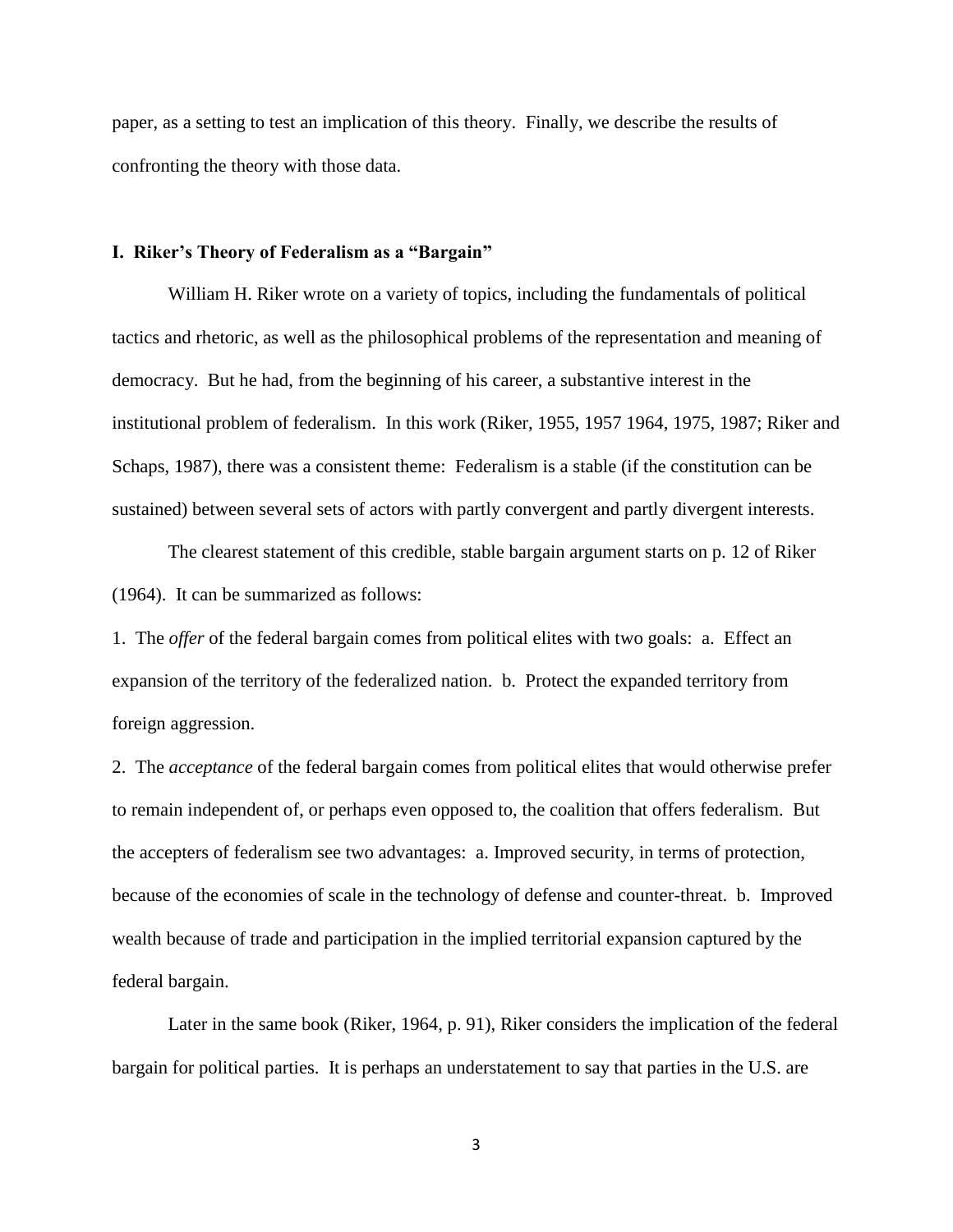paper, as a setting to test an implication of this theory. Finally, we describe the results of confronting the theory with those data.

## I. Riker's Theory of Federalism as a "Bargain"

William H. Riker wrote on a variety of topics, including the fundamentals of political tactics and rhetoric, as well as the philosophical problems of the representation and meaning of democracy. But he had, from the beginning of his career, a substantive interest in the institutional problem of federalism. In this work (Riker, 1955, 1957 1964, 1975, 1987; Riker and Schaps, 1987), there was a consistent theme: Federalism is a stable (if the constitution can be sustained) between several sets of actors with partly convergent and partly divergent interests.

The clearest statement of this credible, stable bargain argument starts on p. 12 of Riker (1964). It can be summarized as follows:

1. The *offer* of the federal bargain comes from political elites with two goals: a. Effect an expansion of the territory of the federalized nation. b. Protect the expanded territory from foreign aggression.

2. The *acceptance* of the federal bargain comes from political elites that would otherwise prefer to remain independent of, or perhaps even opposed to, the coalition that offers federalism. But the accepters of federalism see two advantages: a. Improved security, in terms of protection, because of the economies of scale in the technology of defense and counter-threat. b. Improved wealth because of trade and participation in the implied territorial expansion captured by the federal bargain.

Later in the same book (Riker, 1964, p. 91), Riker considers the implication of the federal bargain for political parties. It is perhaps an understatement to say that parties in the U.S. are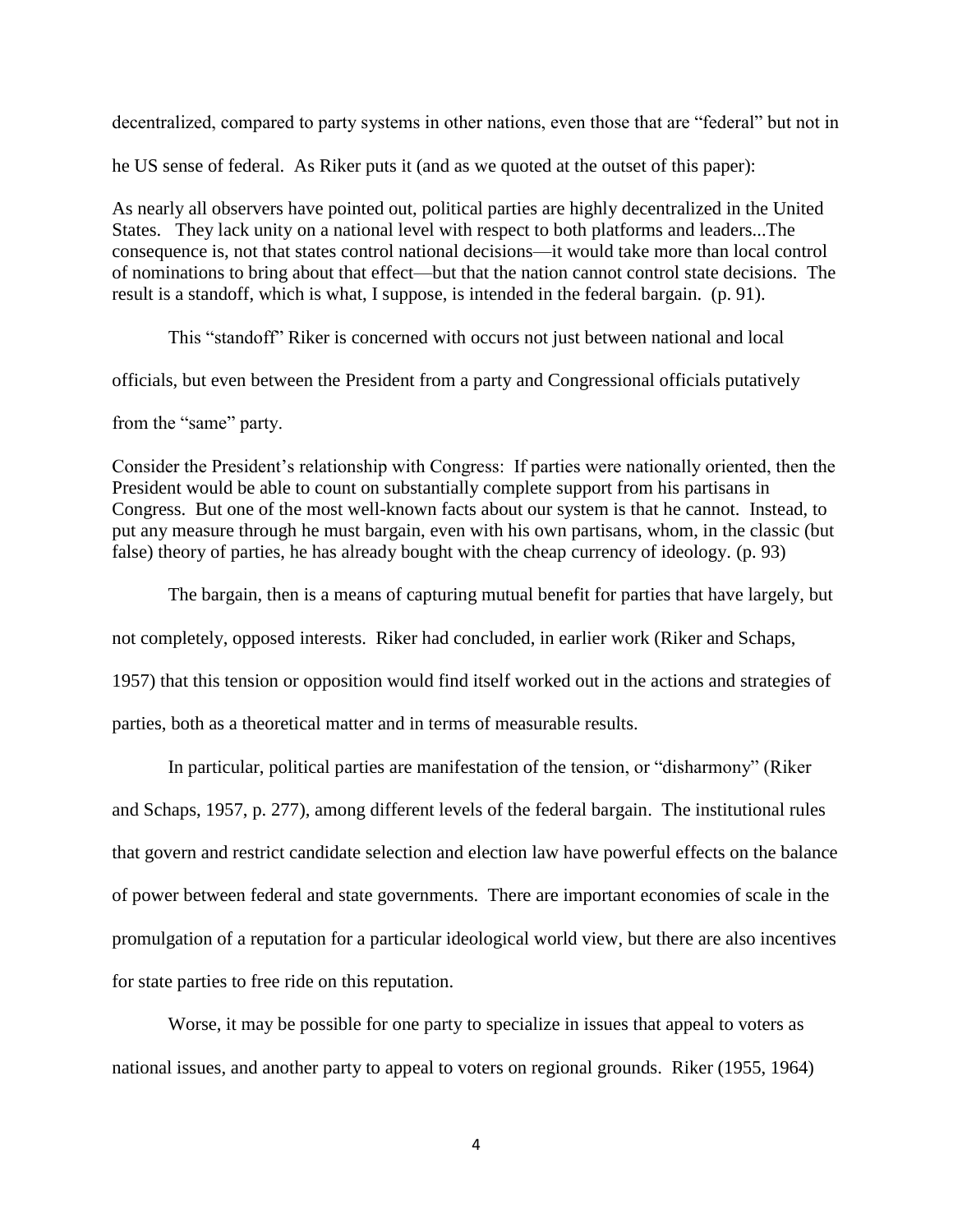decentralized, compared to party systems in other nations, even those that are "federal" but not in he US sense of federal. As Riker puts it (and as we quoted at the outset of this paper):

> As nearly all observers have pointed out, political parties are highly decentralized in the United States. They lack unity on a national level with respect to both platforms and leaders...The consequence is, not that states control national decisions—it would take more than local control of nominations to bring about that effect—but that the nation cannot control state decisions. The result is a standoff, which is what, I suppose, is intended in the federal bargain. (p. 91).

This "standoff" Riker is concerned with occurs not just between national and local officials, but even between the President from a party and Congressional officials putatively from the "same" party.

> Consider the President's relationship with Congress: If parties were nationally oriented, then the President would be able to count on substantially complete support from his partisans in Congress. But one of the most well-known facts about our system is that he cannot. Instead, to put any measure through he must bargain, even with his own partisans, whom, in the classic (but false) theory of parties, he has already bought with the cheap currency of ideology. (p. 93)

The bargain, then is a means of capturing mutual benefit for parties that have largely, but not completely, opposed interests. Riker had concluded, in earlier work (Riker and Schaps, 1957) that this tension or opposition would find itself worked out in the actions and strategies of parties, both as a theoretical matter and in terms of measurable results.

In particular, political parties are manifestation of the tension, or "disharmony" (Riker and Schaps, 1957, p. 277), among different levels of the federal bargain. The institutional rules that govern and restrict candidate selection and election law have powerful effects on the balance of power between federal and state governments. There are important economies of scale in the promulgation of a reputation for a particular ideological world view, but there are also incentives for state parties to free ride on this reputation.

Worse, it may be possible for one party to specialize in issues that appeal to voters as national issues, and another party to appeal to voters on regional grounds. Riker (1955, 1964)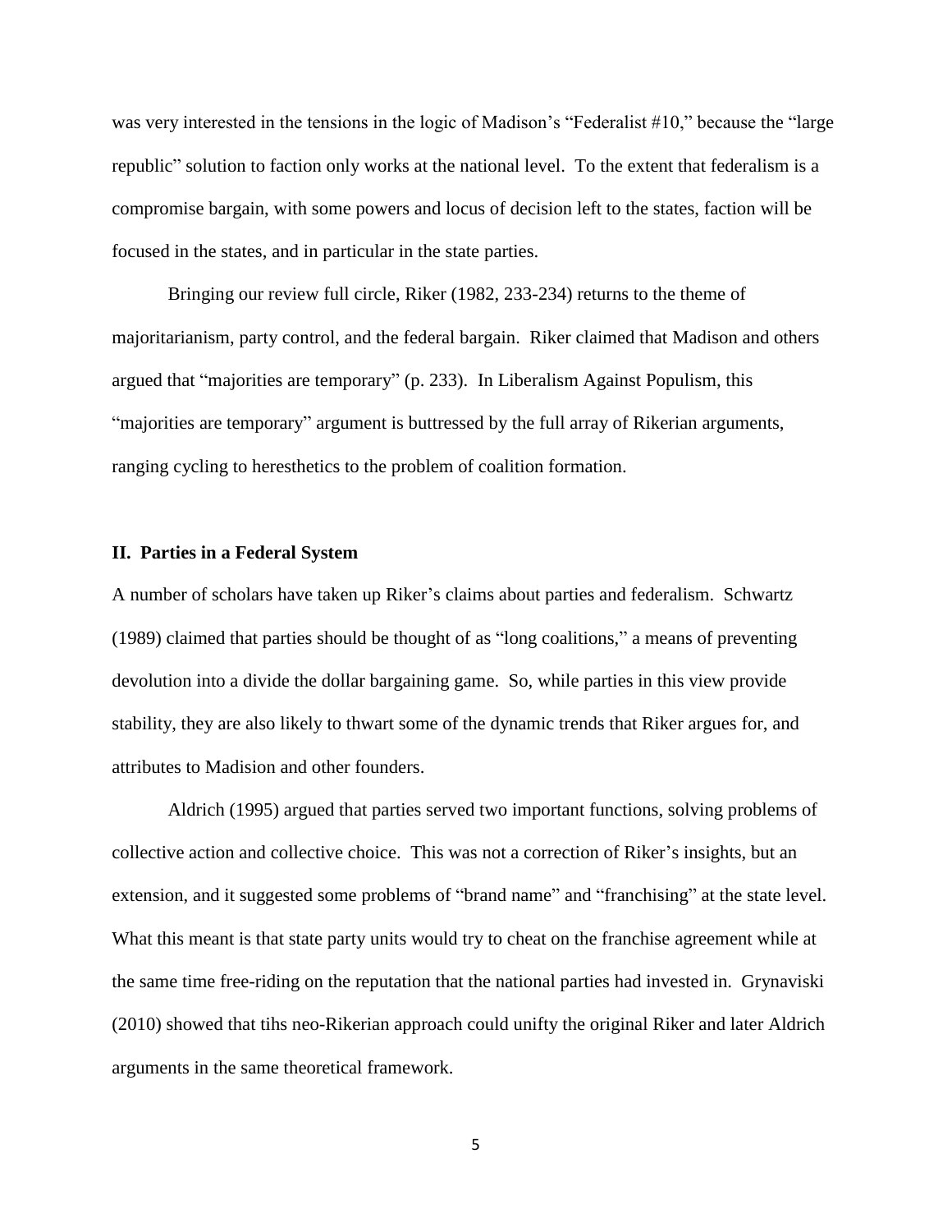was very interested in the tensions in the logic of Madison's "Federalist #10," because the "large republic" solution to faction only works at the national level. To the extent that federalism is a compromise bargain, with some powers and locus of decision left to the states, faction will be focused in the states, and in particular in the state parties.

Bringing our review full circle, Riker (1982, 233-234) returns to the theme of majoritarianism, party control, and the federal bargain. Riker claimed that Madison and others argued that "majorities are temporary" (p. 233). In Liberalism Against Populism, this "majorities are temporary" argument is buttressed by the full array of Rikerian arguments, ranging cycling to heresthetics to the problem of coalition formation.

## II. Parties in a Federal System

A number of scholars have taken up Riker's claims about parties and federalism. Schwartz (1989) claimed that parties should be thought of as "long coalitions," a means of preventing devolution into a divide the dollar bargaining game. So, while parties in this view provide stability, they are also likely to thwart some of the dynamic trends that Riker argues for, and attributes to Madision and other founders.

Aldrich (1995) argued that parties served two important functions, solving problems of collective action and collective choice. This was not a correction of Riker's insights, but an extension, and it suggested some problems of "brand name" and "franchising" at the state level. What this meant is that state party units would try to cheat on the franchise agreement while at the same time free-riding on the reputation that the national parties had invested in. Grynaviski (2010) showed that tihs neo-Rikerian approach could unifty the original Riker and later Aldrich arguments in the same theoretical framework.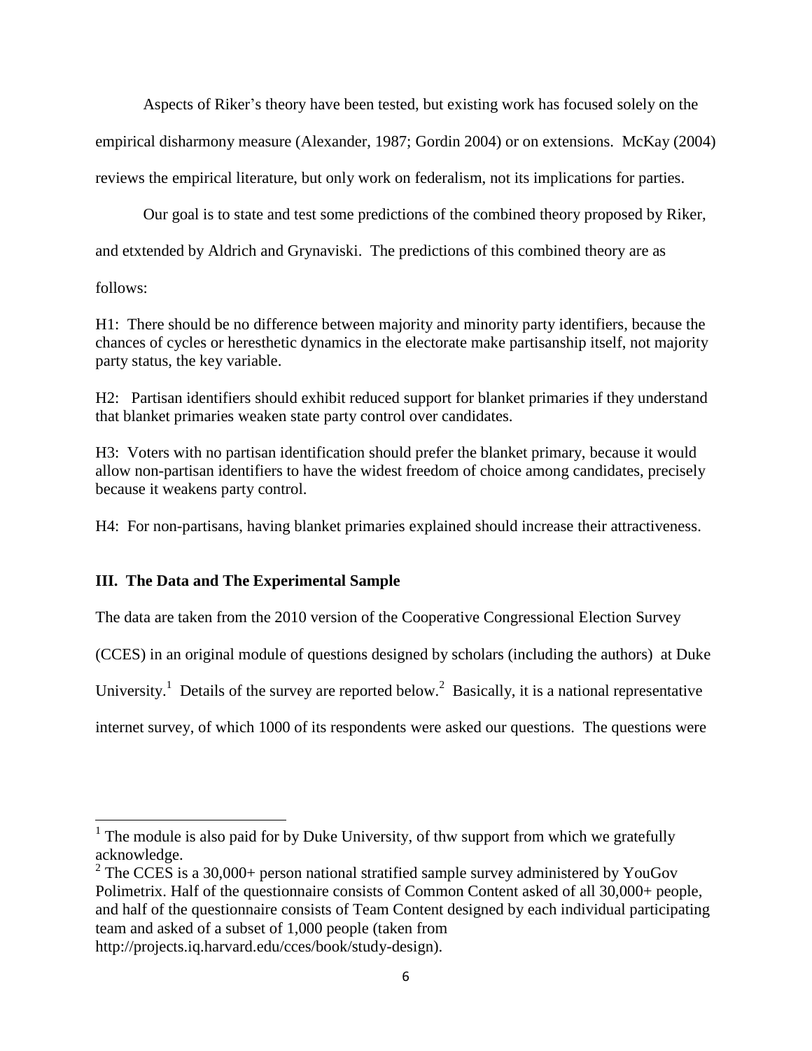Aspects of Riker's theory have been tested, but existing work has focused solely on the empirical disharmony measure (Alexander, 1987; Gordin 2004) or on extensions. McKay (2004) reviews the empirical literature, but only work on federalism, not its implications for parties.

Our goal is to state and test some predictions of the combined theory proposed by Riker, and etxtended by Aldrich and Grynaviski. The predictions of this combined theory are as follows:

H1: There should be no difference between majority and minority party identifiers, because the chances of cycles or heresthetic dynamics in the electorate make partisanship itself, not majority party status, the key variable.

H2: Partisan identifiers should exhibit reduced support for blanket primaries if they understand that blanket primaries weaken state party control over candidates.

H3: Voters with no partisan identification should prefer the blanket primary, because it would allow non-partisan identifiers to have the widest freedom of choice among candidates, precisely because it weakens party control.

H4: For non-partisans, having blanket primaries explained should increase their attractiveness.

## III. The Data and The Experimental Sample

The data are taken from the 2010 version of the Cooperative Congressional Election Survey (CCES) in an original module of questions designed by scholars (including the authors) at Duke University.[1] Details of the survey are reported below.[2] Basically, it is a national representative internet survey, of which 1000 of its respondents were asked our questions. The questions were

[1] The module is also paid for by Duke University, of thw support from which we gratefully acknowledge.

[2] The CCES is a 30,000+ person national stratified sample survey administered by YouGov Polimetrix. Half of the questionnaire consists of Common Content asked of all 30,000+ people, and half of the questionnaire consists of Team Content designed by each individual participating team and asked of a subset of 1,000 people (taken from http://projects.iq.harvard.edu/cces/book/study-design).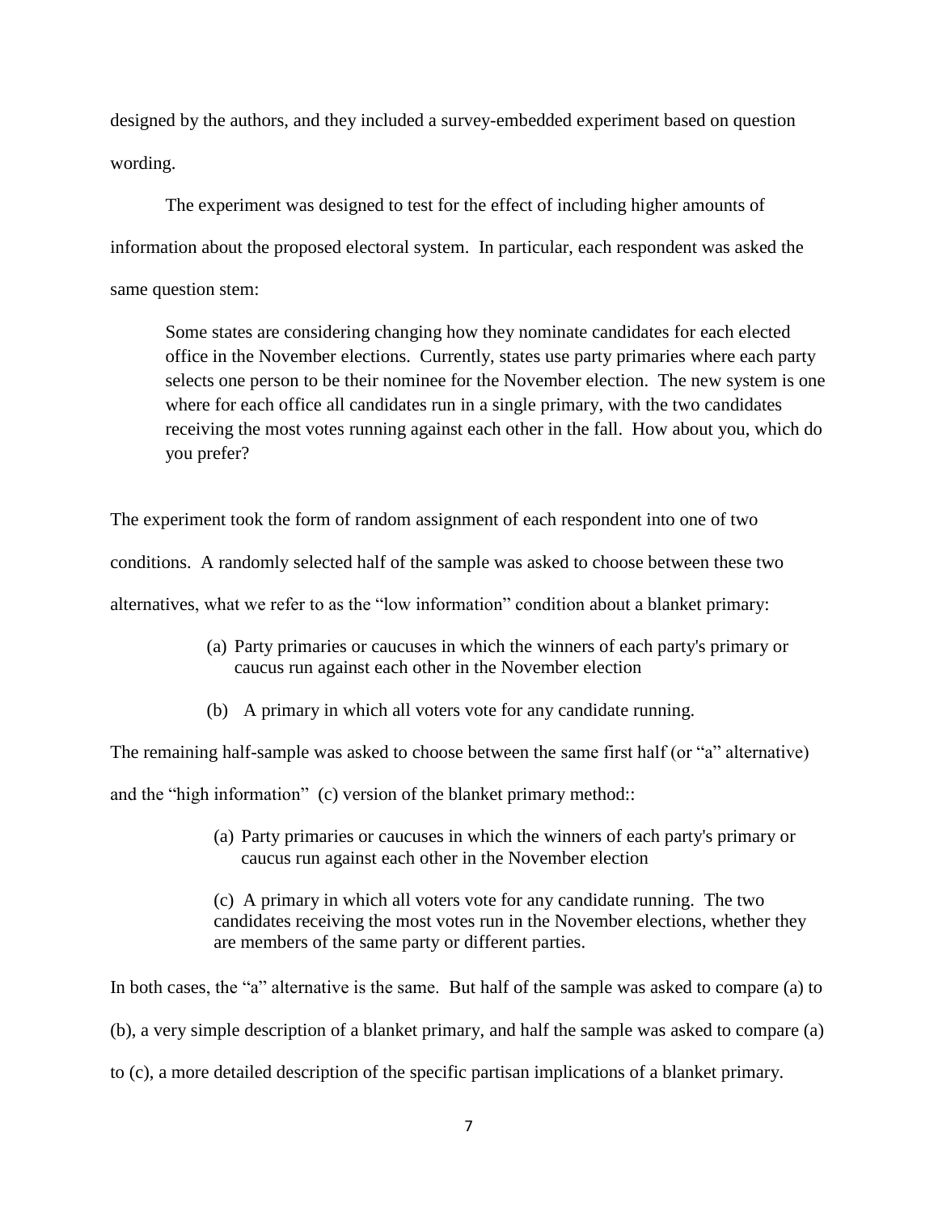designed by the authors, and they included a survey-embedded experiment based on question wording.

The experiment was designed to test for the effect of including higher amounts of information about the proposed electoral system. In particular, each respondent was asked the same question stem:

> Some states are considering changing how they nominate candidates for each elected office in the November elections. Currently, states use party primaries where each party selects one person to be their nominee for the November election. The new system is one where for each office all candidates run in a single primary, with the two candidates receiving the most votes running against each other in the fall. How about you, which do you prefer?

The experiment took the form of random assignment of each respondent into one of two conditions. A randomly selected half of the sample was asked to choose between these two alternatives, what we refer to as the "low information" condition about a blanket primary:

> (a) Party primaries or caucuses in which the winners of each party's primary or caucus run against each other in the November election
>
> (b) A primary in which all voters vote for any candidate running.

The remaining half-sample was asked to choose between the same first half (or "a" alternative) and the "high information" (c) version of the blanket primary method::

> (a) Party primaries or caucuses in which the winners of each party's primary or caucus run against each other in the November election
>
> (c) A primary in which all voters vote for any candidate running. The two candidates receiving the most votes run in the November elections, whether they are members of the same party or different parties.

In both cases, the "a" alternative is the same. But half of the sample was asked to compare (a) to (b), a very simple description of a blanket primary, and half the sample was asked to compare (a) to (c), a more detailed description of the specific partisan implications of a blanket primary.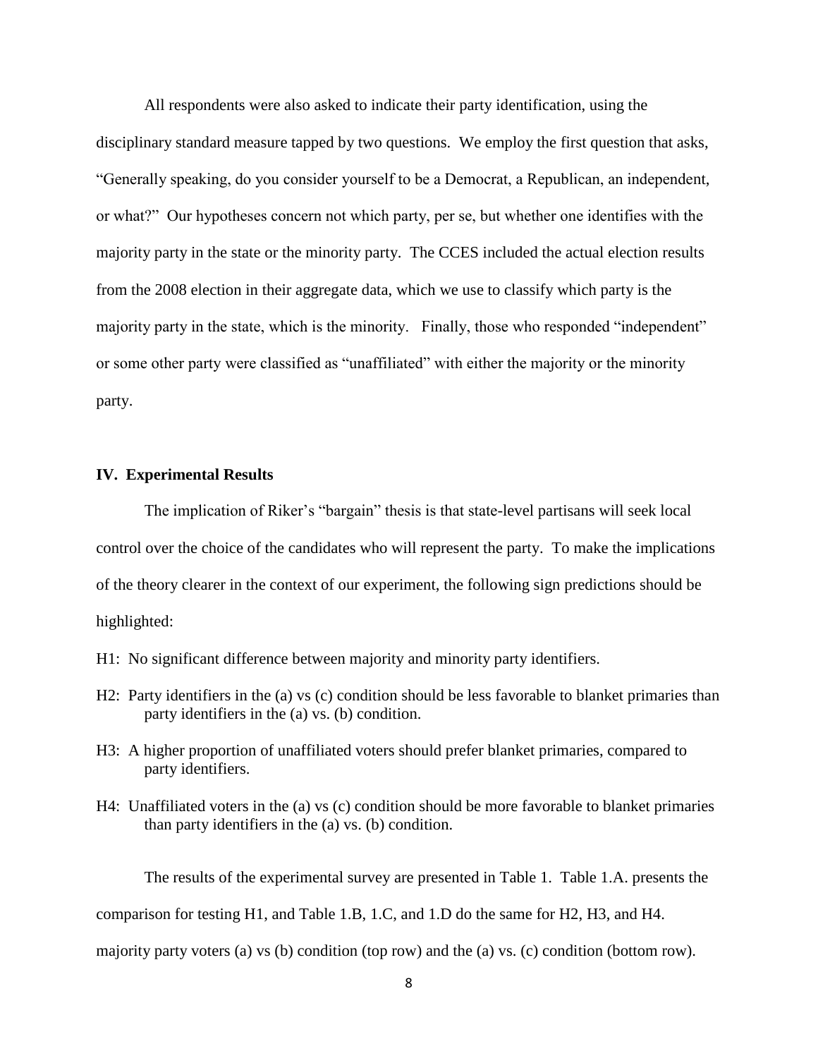All respondents were also asked to indicate their party identification, using the disciplinary standard measure tapped by two questions. We employ the first question that asks, "Generally speaking, do you consider yourself to be a Democrat, a Republican, an independent, or what?" Our hypotheses concern not which party, per se, but whether one identifies with the majority party in the state or the minority party. The CCES included the actual election results from the 2008 election in their aggregate data, which we use to classify which party is the majority party in the state, which is the minority. Finally, those who responded "independent" or some other party were classified as "unaffiliated" with either the majority or the minority party.

## IV. Experimental Results

The implication of Riker's "bargain" thesis is that state-level partisans will seek local control over the choice of the candidates who will represent the party. To make the implications of the theory clearer in the context of our experiment, the following sign predictions should be highlighted:

H1: No significant difference between majority and minority party identifiers.

H2: Party identifiers in the (a) vs (c) condition should be less favorable to blanket primaries than party identifiers in the (a) vs. (b) condition.

H3: A higher proportion of unaffiliated voters should prefer blanket primaries, compared to party identifiers.

H4: Unaffiliated voters in the (a) vs (c) condition should be more favorable to blanket primaries than party identifiers in the (a) vs. (b) condition.

The results of the experimental survey are presented in Table 1. Table 1.A. presents the comparison for testing H1, and Table 1.B, 1.C, and 1.D do the same for H2, H3, and H4. majority party voters (a) vs (b) condition (top row) and the (a) vs. (c) condition (bottom row).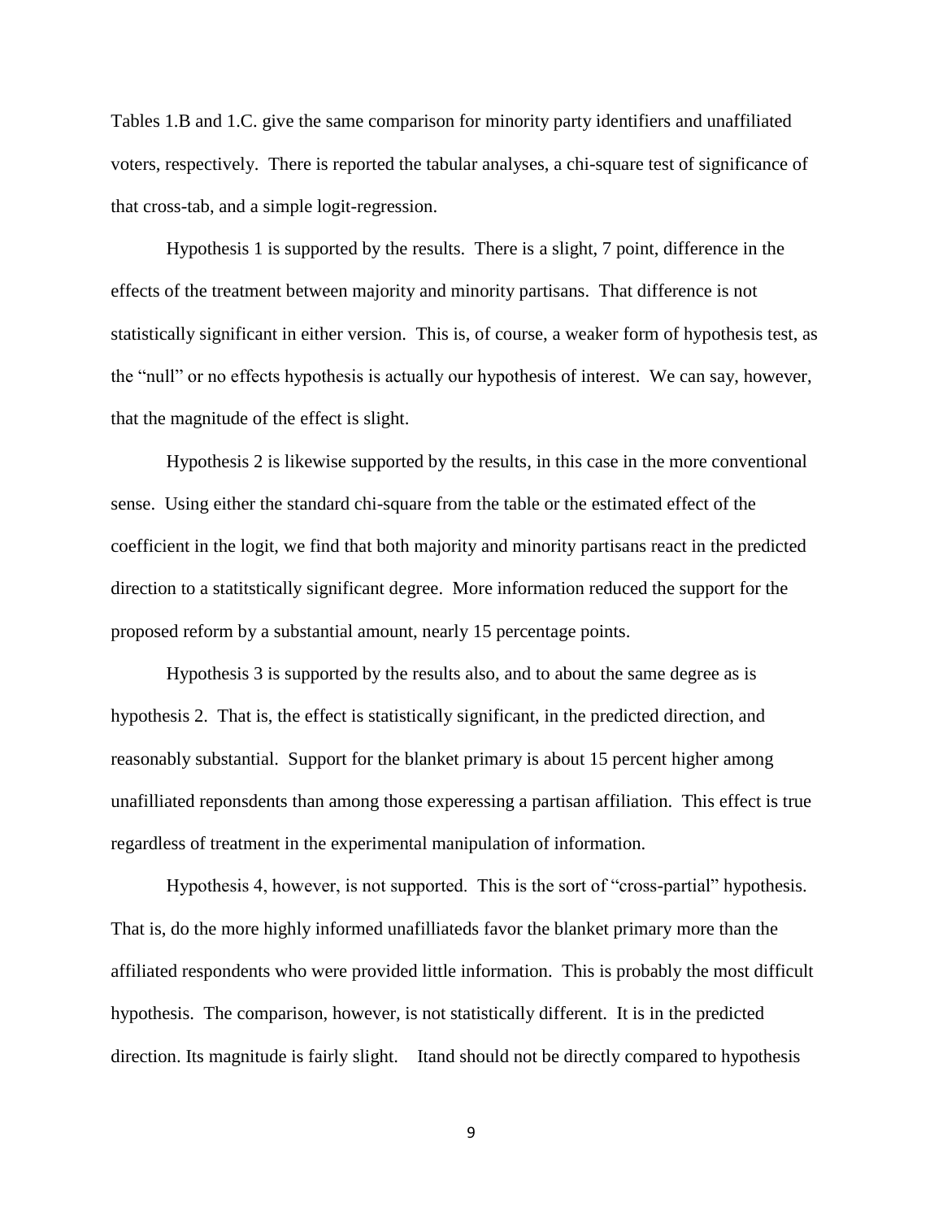Tables 1.B and 1.C. give the same comparison for minority party identifiers and unaffiliated voters, respectively. There is reported the tabular analyses, a chi-square test of significance of that cross-tab, and a simple logit-regression.

Hypothesis 1 is supported by the results. There is a slight, 7 point, difference in the effects of the treatment between majority and minority partisans. That difference is not statistically significant in either version. This is, of course, a weaker form of hypothesis test, as the "null" or no effects hypothesis is actually our hypothesis of interest. We can say, however, that the magnitude of the effect is slight.

Hypothesis 2 is likewise supported by the results, in this case in the more conventional sense. Using either the standard chi-square from the table or the estimated effect of the coefficient in the logit, we find that both majority and minority partisans react in the predicted direction to a statitstically significant degree. More information reduced the support for the proposed reform by a substantial amount, nearly 15 percentage points.

Hypothesis 3 is supported by the results also, and to about the same degree as is hypothesis 2. That is, the effect is statistically significant, in the predicted direction, and reasonably substantial. Support for the blanket primary is about 15 percent higher among unafilliated reponsdents than among those experessing a partisan affiliation. This effect is true regardless of treatment in the experimental manipulation of information.

Hypothesis 4, however, is not supported. This is the sort of "cross-partial" hypothesis. That is, do the more highly informed unafilliateds favor the blanket primary more than the affiliated respondents who were provided little information. This is probably the most difficult hypothesis. The comparison, however, is not statistically different. It is in the predicted direction. Its magnitude is fairly slight. Itand should not be directly compared to hypothesis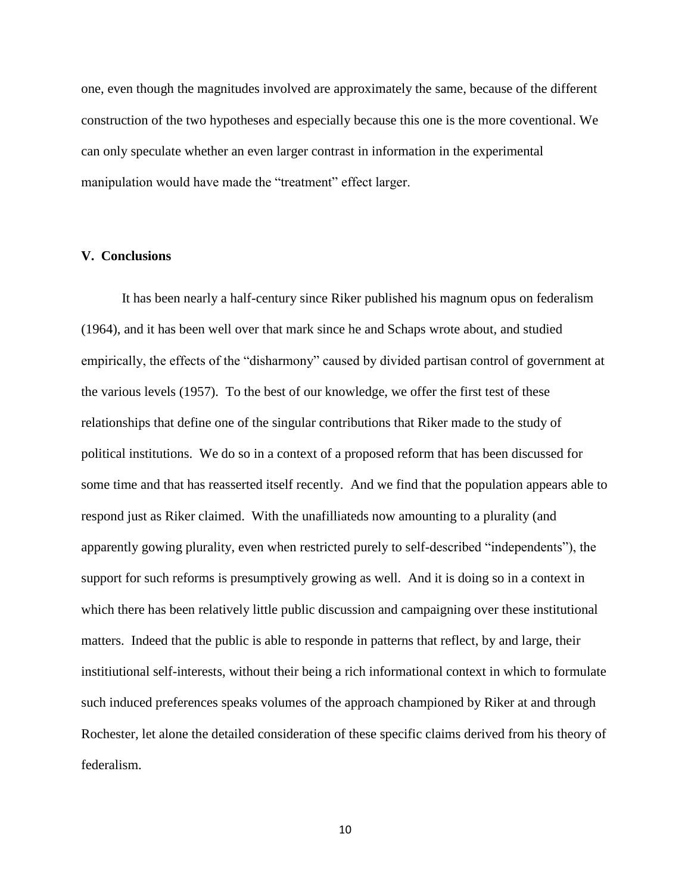one, even though the magnitudes involved are approximately the same, because of the different construction of the two hypotheses and especially because this one is the more coventional. We can only speculate whether an even larger contrast in information in the experimental manipulation would have made the "treatment" effect larger.

## V. Conclusions

It has been nearly a half-century since Riker published his magnum opus on federalism (1964), and it has been well over that mark since he and Schaps wrote about, and studied empirically, the effects of the "disharmony" caused by divided partisan control of government at the various levels (1957). To the best of our knowledge, we offer the first test of these relationships that define one of the singular contributions that Riker made to the study of political institutions. We do so in a context of a proposed reform that has been discussed for some time and that has reasserted itself recently. And we find that the population appears able to respond just as Riker claimed. With the unafilliateds now amounting to a plurality (and apparently gowing plurality, even when restricted purely to self-described "independents"), the support for such reforms is presumptively growing as well. And it is doing so in a context in which there has been relatively little public discussion and campaigning over these institutional matters. Indeed that the public is able to responde in patterns that reflect, by and large, their institiutional self-interests, without their being a rich informational context in which to formulate such induced preferences speaks volumes of the approach championed by Riker at and through Rochester, let alone the detailed consideration of these specific claims derived from his theory of federalism.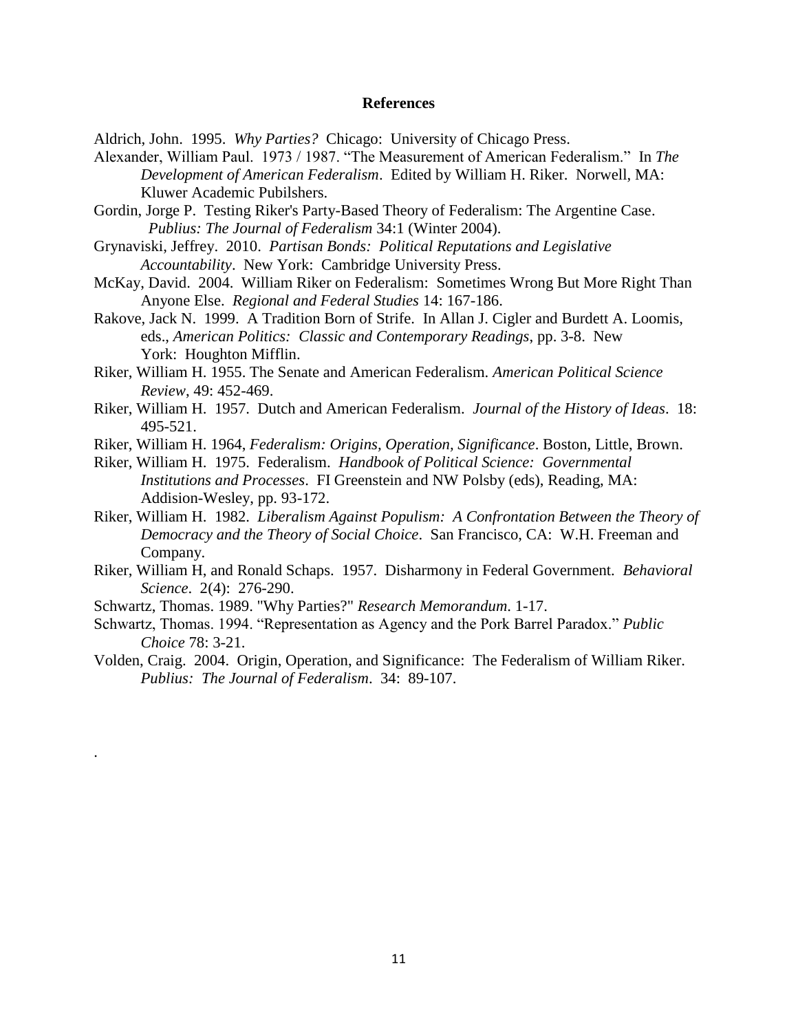## References

Aldrich, John. 1995. *Why Parties?* Chicago: University of Chicago Press.

Alexander, William Paul. 1973 / 1987. "The Measurement of American Federalism." In *The Development of American Federalism*. Edited by William H. Riker. Norwell, MA: Kluwer Academic Pubilshers.

Gordin, Jorge P. Testing Riker's Party-Based Theory of Federalism: The Argentine Case. *Publius: The Journal of Federalism* 34:1 (Winter 2004).

Grynaviski, Jeffrey. 2010. *Partisan Bonds: Political Reputations and Legislative Accountability*. New York: Cambridge University Press.

McKay, David. 2004. William Riker on Federalism: Sometimes Wrong But More Right Than Anyone Else. *Regional and Federal Studies* 14: 167-186.

Rakove, Jack N. 1999. A Tradition Born of Strife. In Allan J. Cigler and Burdett A. Loomis, eds., *American Politics: Classic and Contemporary Readings*, pp. 3-8. New York: Houghton Mifflin.

Riker, William H. 1955. The Senate and American Federalism. *American Political Science Review*, 49: 452-469.

Riker, William H. 1957. Dutch and American Federalism. *Journal of the History of Ideas*. 18: 495-521.

Riker, William H. 1964, *Federalism: Origins, Operation, Significance*. Boston, Little, Brown.

Riker, William H. 1975. Federalism. *Handbook of Political Science: Governmental Institutions and Processes*. FI Greenstein and NW Polsby (eds), Reading, MA: Addision-Wesley, pp. 93-172.

Riker, William H. 1982. *Liberalism Against Populism: A Confrontation Between the Theory of Democracy and the Theory of Social Choice*. San Francisco, CA: W.H. Freeman and Company.

Riker, William H, and Ronald Schaps. 1957. Disharmony in Federal Government. *Behavioral Science*. 2(4): 276-290.

Schwartz, Thomas. 1989. "Why Parties?" *Research Memorandum*. 1-17.

Schwartz, Thomas. 1994. "Representation as Agency and the Pork Barrel Paradox." *Public Choice* 78: 3-21.

Volden, Craig. 2004. Origin, Operation, and Significance: The Federalism of William Riker. *Publius: The Journal of Federalism*. 34: 89-107.

.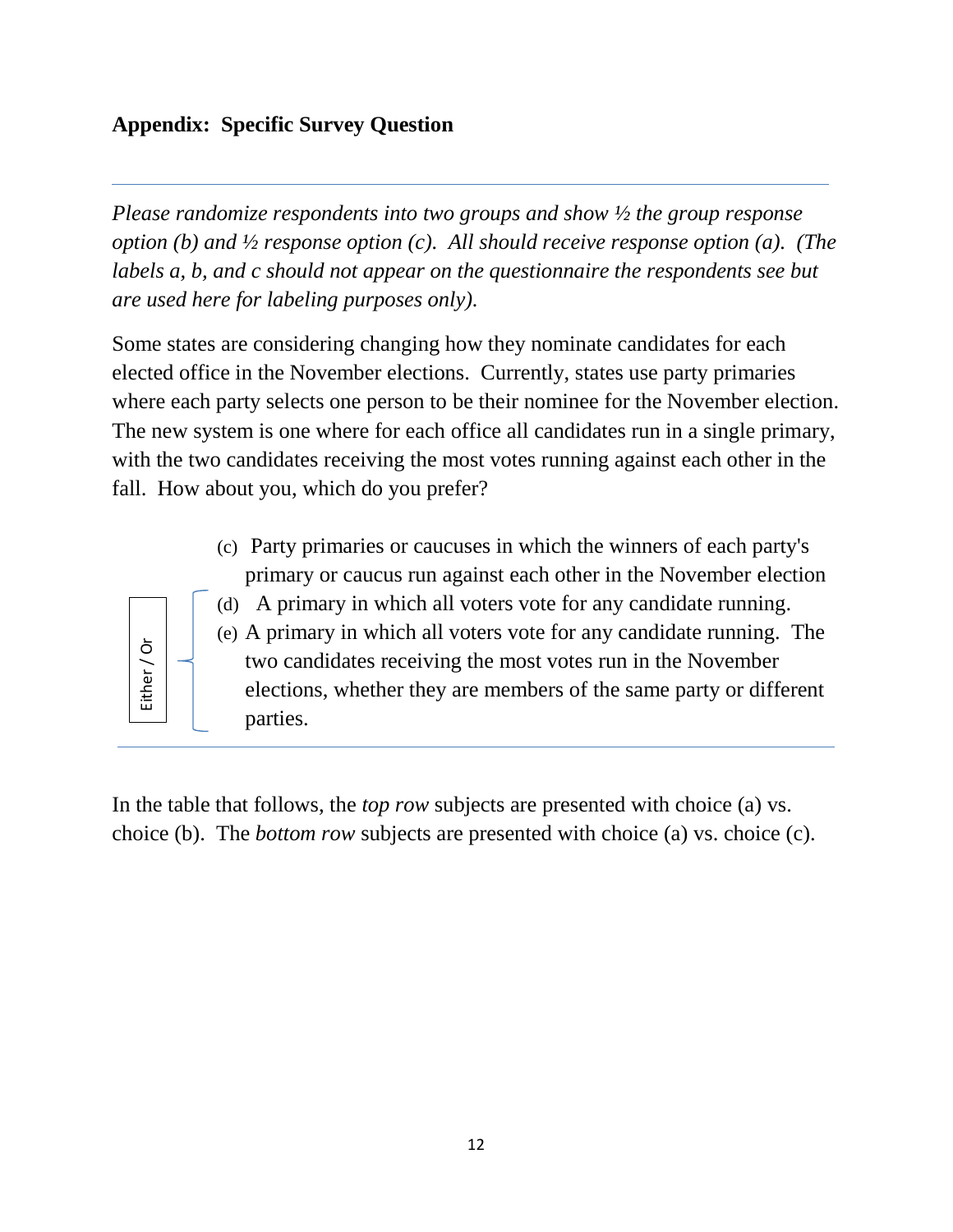## Appendix: Specific Survey Question

---

*Please randomize respondents into two groups and show ½ the group response option (b) and ½ response option (c). All should receive response option (a). (The labels a, b, and c should not appear on the questionnaire the respondents see but are used here for labeling purposes only).*

Some states are considering changing how they nominate candidates for each elected office in the November elections. Currently, states use party primaries where each party selects one person to be their nominee for the November election. The new system is one where for each office all candidates run in a single primary, with the two candidates receiving the most votes running against each other in the fall. How about you, which do you prefer?

(c) Party primaries or caucuses in which the winners of each party's primary or caucus run against each other in the November election

Either / Or:

(d) A primary in which all voters vote for any candidate running.

(e) A primary in which all voters vote for any candidate running. The two candidates receiving the most votes run in the November elections, whether they are members of the same party or different parties.

---

In the table that follows, the *top row* subjects are presented with choice (a) vs. choice (b). The *bottom row* subjects are presented with choice (a) vs. choice (c).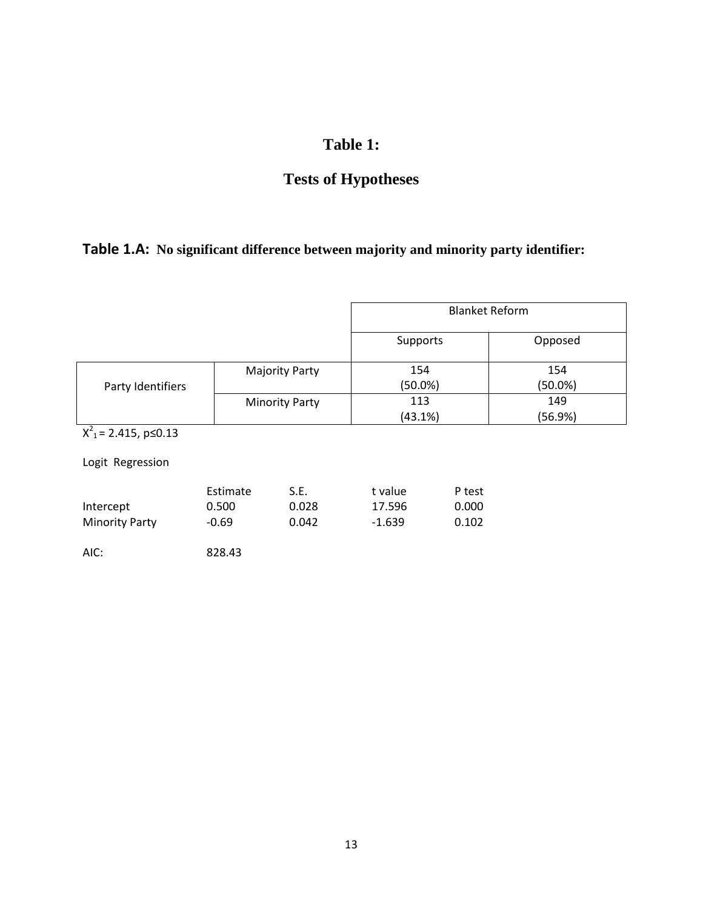# Table 1:

## Tests of Hypotheses

### Table 1.A: No significant difference between majority and minority party identifier:

| | | Blanket Reform | |
|---|---|---|---|
| | | Supports | Opposed |
| Party Identifiers | Majority Party | 154 (50.0%) | 154 (50.0%) |
| | Minority Party | 113 (43.1%) | 149 (56.9%) |

$X^2_1 = 2.415$, $p \leq 0.13$

Logit Regression

| | Estimate | S.E. | t value | P test |
|---|---|---|---|---|
| Intercept | 0.500 | 0.028 | 17.596 | 0.000 |
| Minority Party | -0.69 | 0.042 | -1.639 | 0.102 |

AIC: 828.43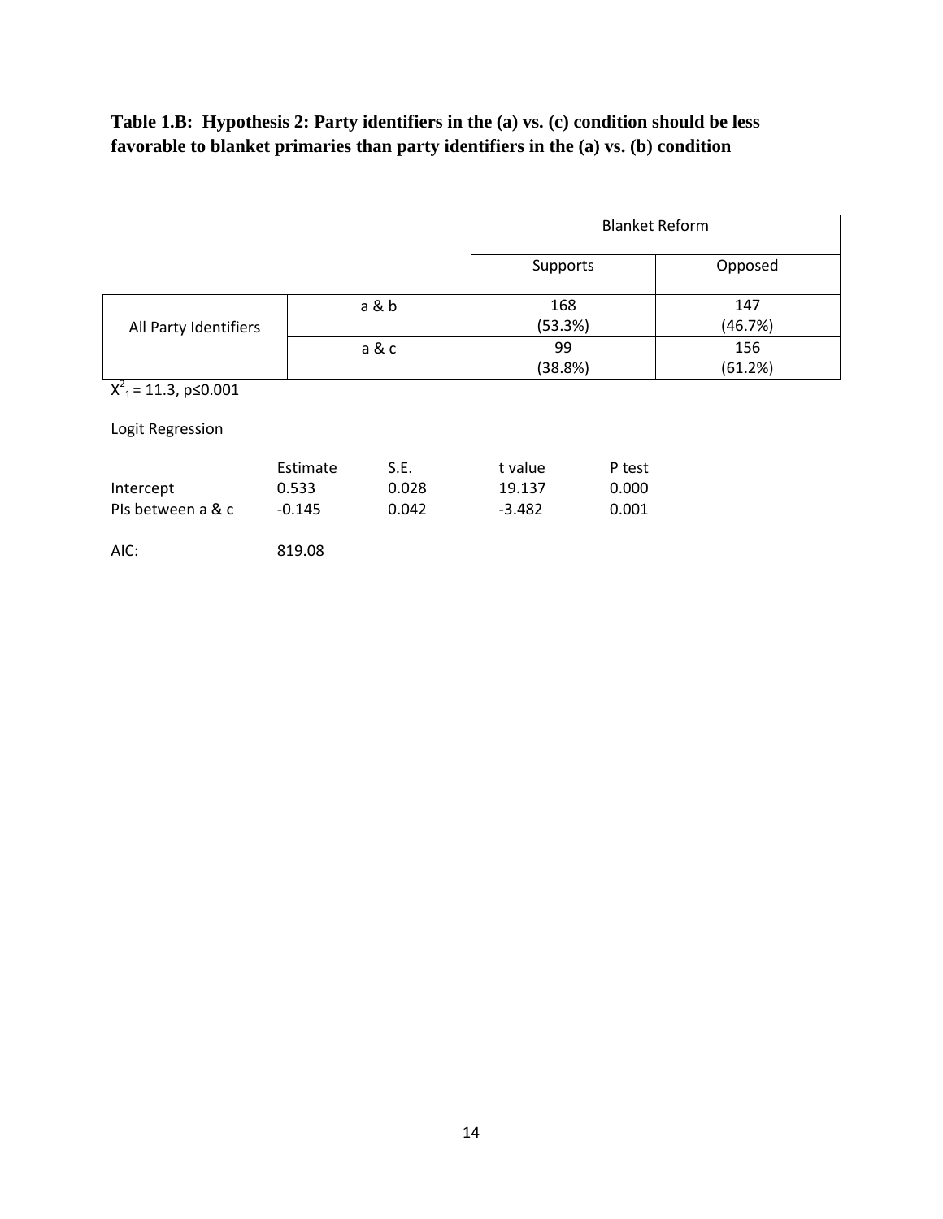**Table 1.B: Hypothesis 2: Party identifiers in the (a) vs. (c) condition should be less favorable to blanket primaries than party identifiers in the (a) vs. (b) condition**

| | | Blanket Reform | |
|---|---|---|---|
| | | Supports | Opposed |
| All Party Identifiers | a & b | 168 (53.3%) | 147 (46.7%) |
| | a & c | 99 (38.8%) | 156 (61.2%) |

$X^2_1 = 11.3$, $p \leq 0.001$

Logit Regression

| | Estimate | S.E. | t value | P test |
|---|---|---|---|---|
| Intercept | 0.533 | 0.028 | 19.137 | 0.000 |
| PIs between a & c | -0.145 | 0.042 | -3.482 | 0.001 |

AIC: 819.08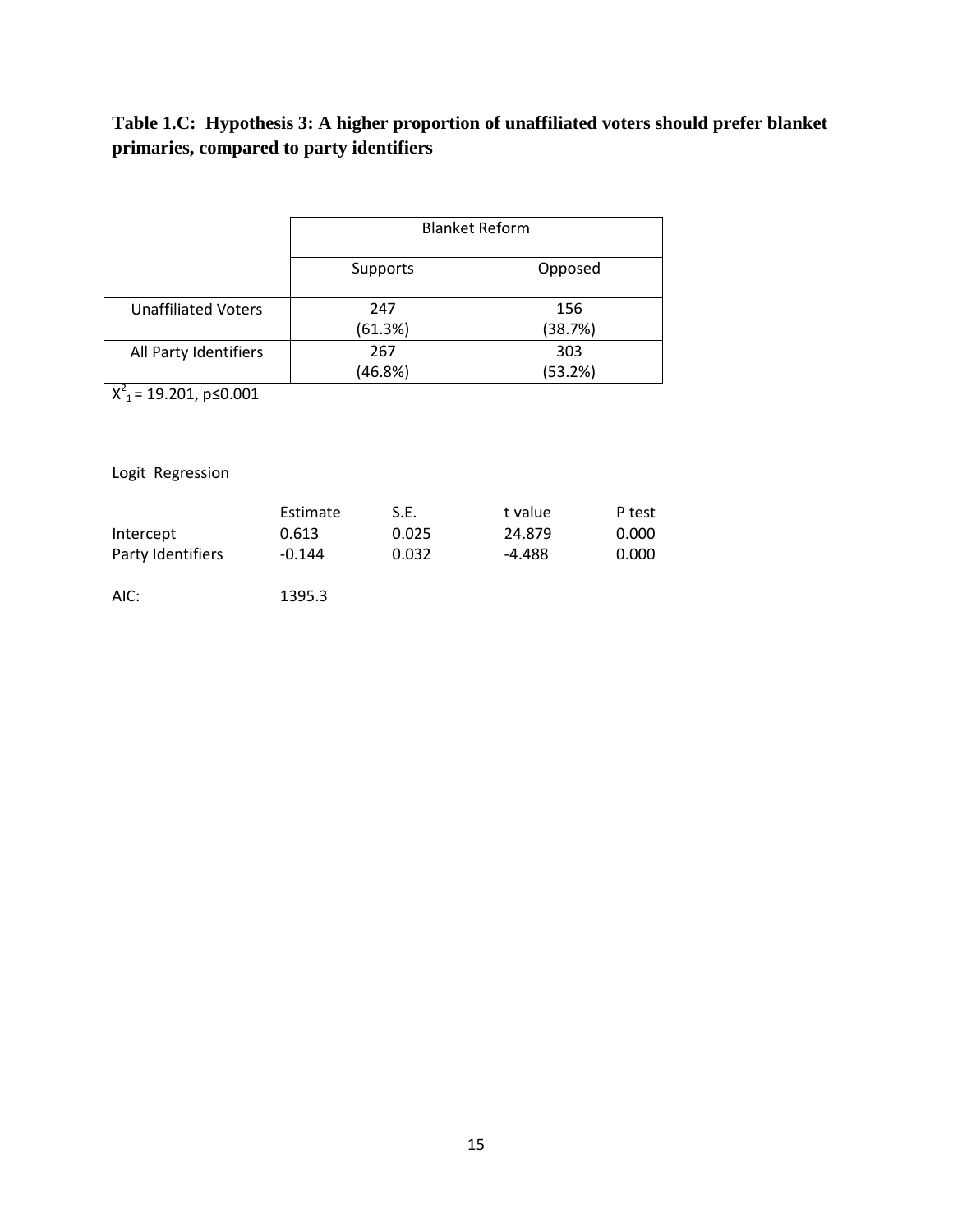**Table 1.C: Hypothesis 3: A higher proportion of unaffiliated voters should prefer blanket primaries, compared to party identifiers**

| | Blanket Reform | |
|---|---|---|
| | Supports | Opposed |
| Unaffiliated Voters | 247 (61.3%) | 156 (38.7%) |
| All Party Identifiers | 267 (46.8%) | 303 (53.2%) |

$X^2_1 = 19.201$, $p \leq 0.001$

Logit Regression

| | Estimate | S.E. | t value | P test |
|---|---|---|---|---|
| Intercept | 0.613 | 0.025 | 24.879 | 0.000 |
| Party Identifiers | -0.144 | 0.032 | -4.488 | 0.000 |

AIC: 1395.3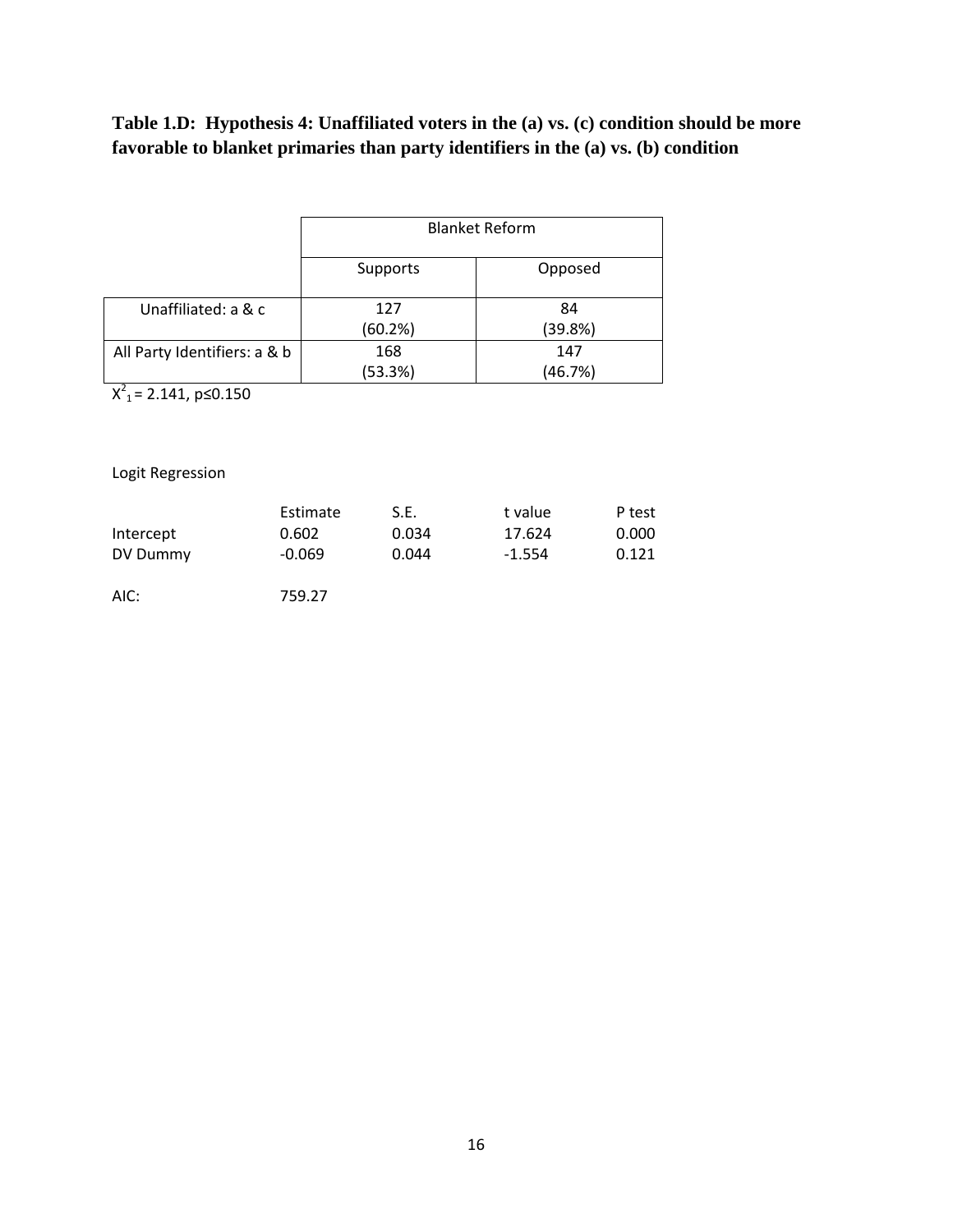**Table 1.D: Hypothesis 4: Unaffiliated voters in the (a) vs. (c) condition should be more favorable to blanket primaries than party identifiers in the (a) vs. (b) condition**

| | Blanket Reform | |
|---|---|---|
| | Supports | Opposed |
| Unaffiliated: a & c | 127 (60.2%) | 84 (39.8%) |
| All Party Identifiers: a & b | 168 (53.3%) | 147 (46.7%) |

$X^2_1 = 2.141$, $p \leq 0.150$

Logit Regression

| | Estimate | S.E. | t value | P test |
|---|---|---|---|---|
| Intercept | 0.602 | 0.034 | 17.624 | 0.000 |
| DV Dummy | -0.069 | 0.044 | -1.554 | 0.121 |

AIC: 759.27